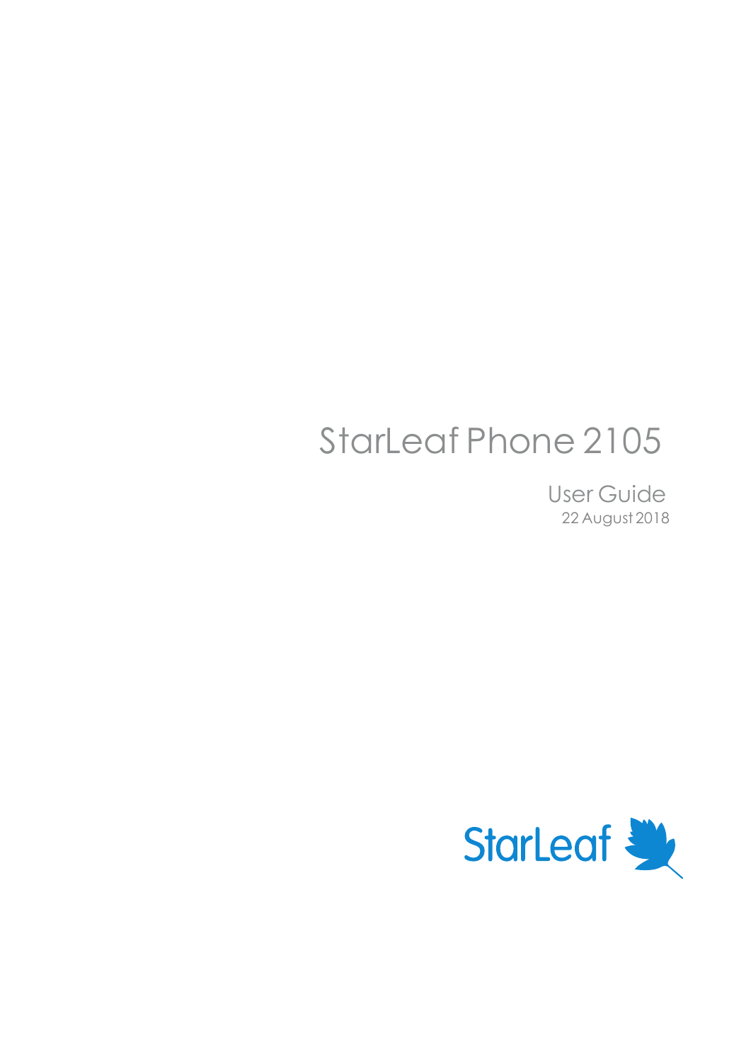# StarLeaf Phone 2105

User Guide

22 August 2018

StarLeaf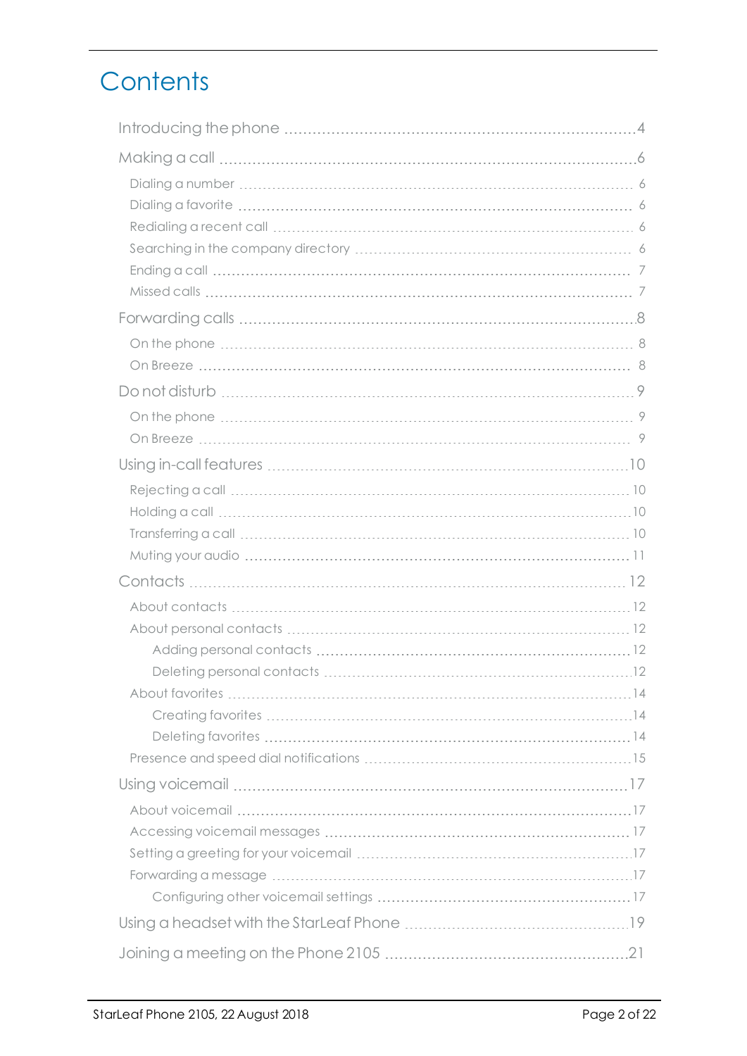# Contents

- Introducing the phone ... 4
- Making a call ... 6
  - Dialing a number ... 6
  - Dialing a favorite ... 6
  - Redialing a recent call ... 6
  - Searching in the company directory ... 6
  - Ending a call ... 7
  - Missed calls ... 7
- Forwarding calls ... 8
  - On the phone ... 8
  - On Breeze ... 8
- Do not disturb ... 9
  - On the phone ... 9
  - On Breeze ... 9
- Using in-call features ... 10
  - Rejecting a call ... 10
  - Holding a call ... 10
  - Transferring a call ... 10
  - Muting your audio ... 11
- Contacts ... 12
  - About contacts ... 12
  - About personal contacts ... 12
    - Adding personal contacts ... 12
    - Deleting personal contacts ... 12
  - About favorites ... 14
    - Creating favorites ... 14
    - Deleting favorites ... 14
  - Presence and speed dial notifications ... 15
- Using voicemail ... 17
  - About voicemail ... 17
  - Accessing voicemail messages ... 17
  - Setting a greeting for your voicemail ... 17
  - Forwarding a message ... 17
    - Configuring other voicemail settings ... 17
- Using a headset with the StarLeaf Phone ... 19
- Joining a meeting on the Phone 2105 ... 21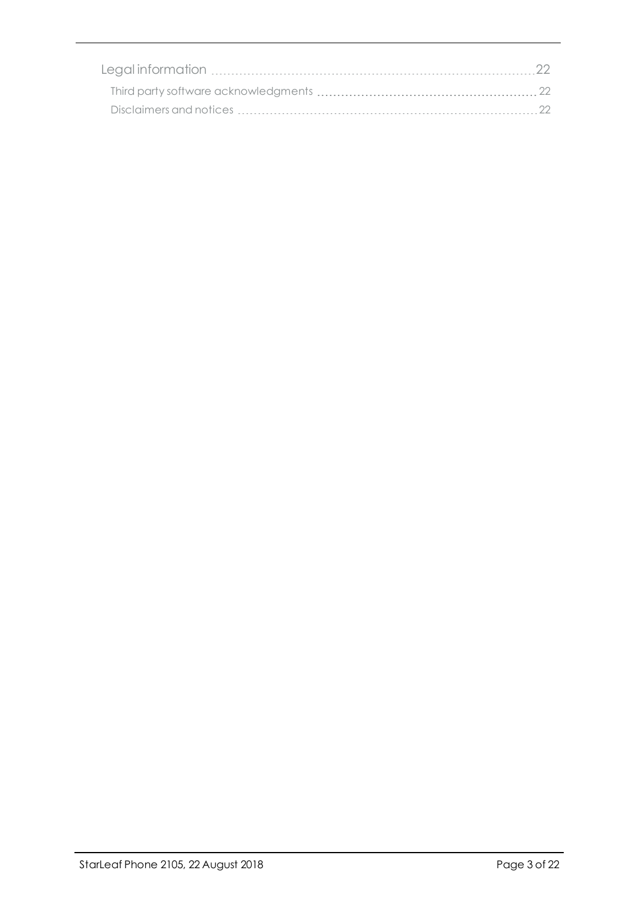Legal information 22

Third party software acknowledgments 22

Disclaimers and notices 22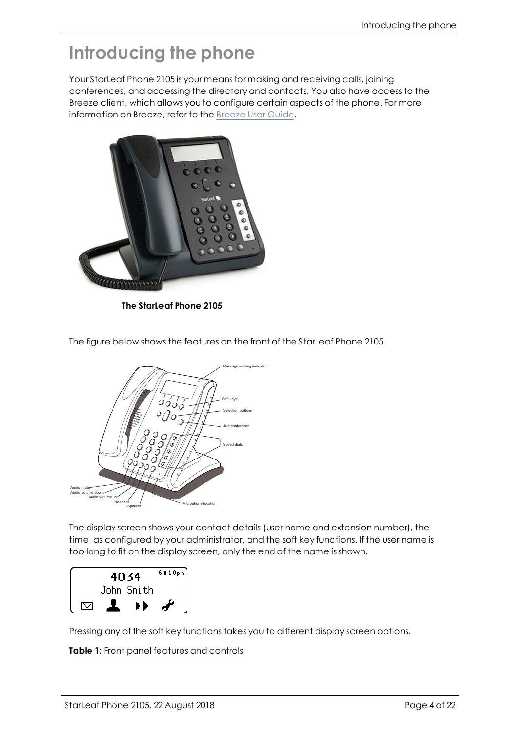# Introducing the phone

Your StarLeaf Phone 2105 is your means for making and receiving calls, joining conferences, and accessing the directory and contacts. You also have access to the Breeze client, which allows you to configure certain aspects of the phone. For more information on Breeze, refer to the Breeze User Guide.

**The StarLeaf Phone 2105**

The figure below shows the features on the front of the StarLeaf Phone 2105.

The display screen shows your contact details (user name and extension number), the time, as configured by your administrator, and the soft key functions. If the user name is too long to fit on the display screen, only the end of the name is shown.

Pressing any of the soft key functions takes you to different display screen options.

**Table 1:** Front panel features and controls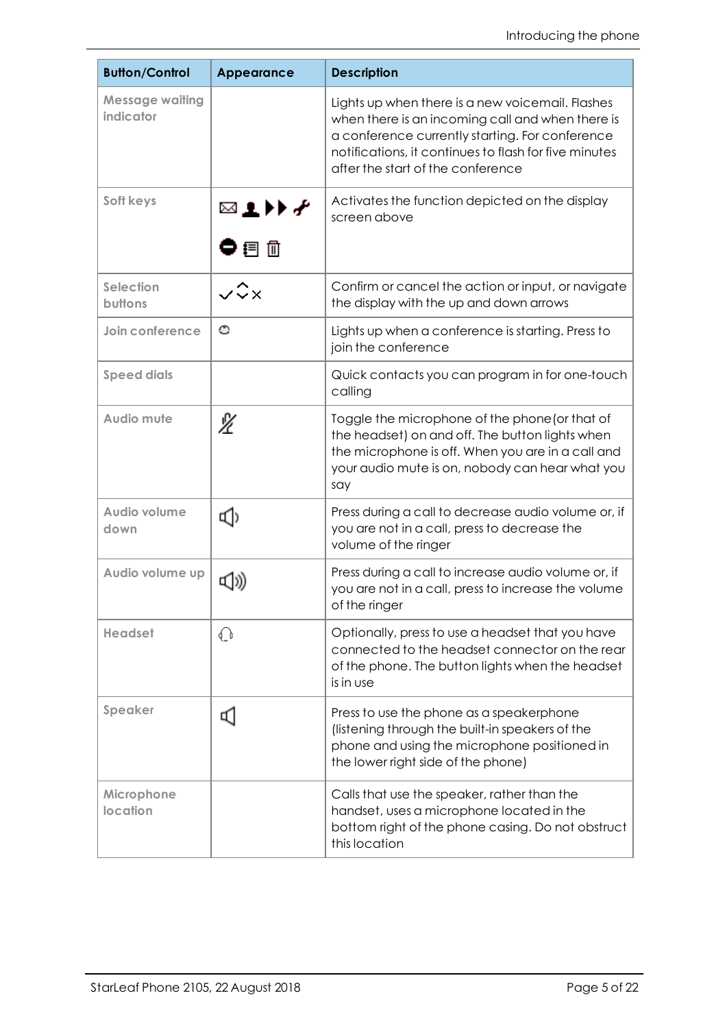| Button/Control | Appearance | Description |
|---|---|---|
| Message waiting indicator | | Lights up when there is a new voicemail. Flashes when there is an incoming call and when there is a conference currently starting. For conference notifications, it continues to flash for five minutes after the start of the conference |
| Soft keys | ✉ 👤 ▶▶ 🔧 ⛔ 📋 🗑 | Activates the function depicted on the display screen above |
| Selection buttons | ✓ ⌃⌄ ✕ | Confirm or cancel the action or input, or navigate the display with the up and down arrows |
| Join conference | | Lights up when a conference is starting. Press to join the conference |
| Speed dials | | Quick contacts you can program in for one-touch calling |
| Audio mute | | Toggle the microphone of the phone (or that of the headset) on and off. The button lights when the microphone is off. When you are in a call and your audio mute is on, nobody can hear what you say |
| Audio volume down | | Press during a call to decrease audio volume or, if you are not in a call, press to decrease the volume of the ringer |
| Audio volume up | | Press during a call to increase audio volume or, if you are not in a call, press to increase the volume of the ringer |
| Headset | | Optionally, press to use a headset that you have connected to the headset connector on the rear of the phone. The button lights when the headset is in use |
| Speaker | | Press to use the phone as a speakerphone (listening through the built-in speakers of the phone and using the microphone positioned in the lower right side of the phone) |
| Microphone location | | Calls that use the speaker, rather than the handset, uses a microphone located in the bottom right of the phone casing. Do not obstruct this location |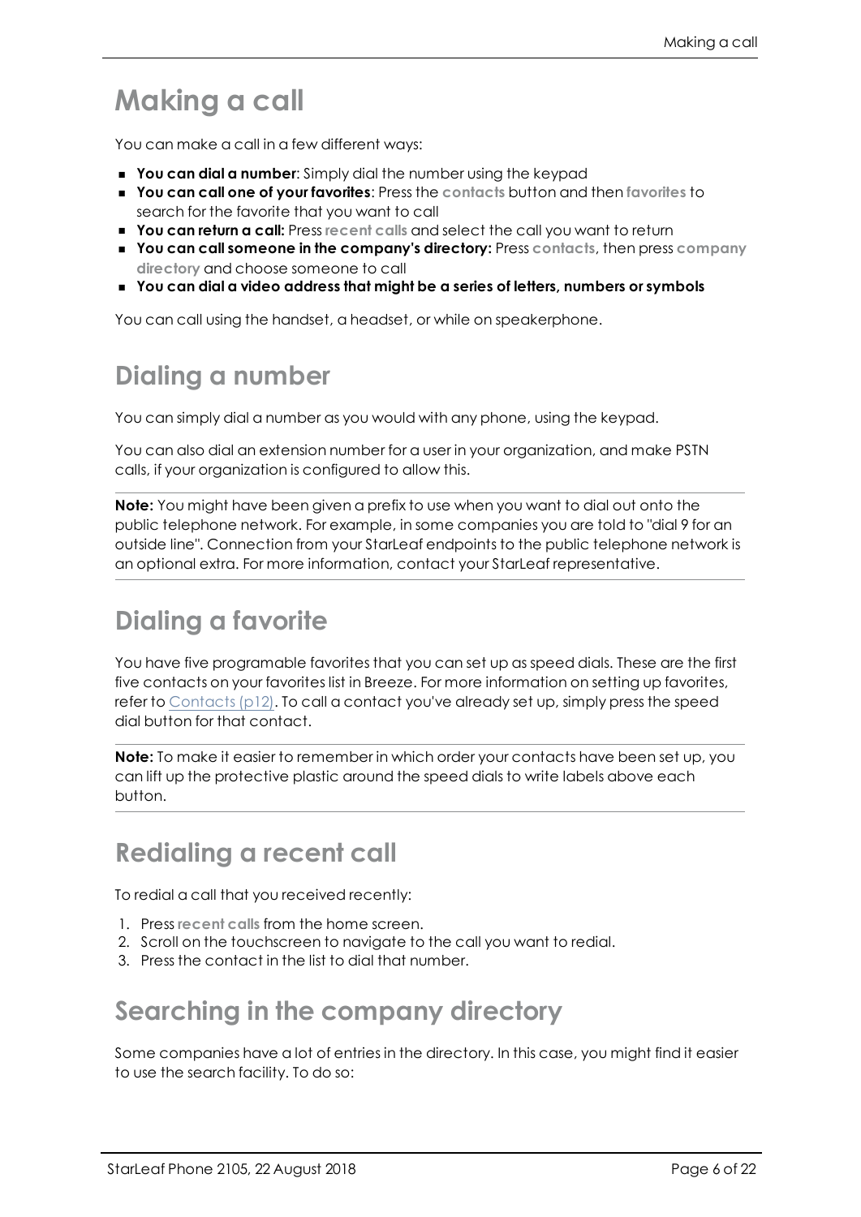# Making a call

You can make a call in a few different ways:

- **You can dial a number**: Simply dial the number using the keypad
- **You can call one of your favorites**: Press the **contacts** button and then **favorites** to search for the favorite that you want to call
- **You can return a call:** Press **recent calls** and select the call you want to return
- **You can call someone in the company's directory:** Press **contacts**, then press **company directory** and choose someone to call
- **You can dial a video address that might be a series of letters, numbers or symbols**

You can call using the handset, a headset, or while on speakerphone.

## Dialing a number

You can simply dial a number as you would with any phone, using the keypad.

You can also dial an extension number for a user in your organization, and make PSTN calls, if your organization is configured to allow this.

**Note:** You might have been given a prefix to use when you want to dial out onto the public telephone network. For example, in some companies you are told to "dial 9 for an outside line". Connection from your StarLeaf endpoints to the public telephone network is an optional extra. For more information, contact your StarLeaf representative.

## Dialing a favorite

You have five programable favorites that you can set up as speed dials. These are the first five contacts on your favorites list in Breeze. For more information on setting up favorites, refer to Contacts (p12). To call a contact you've already set up, simply press the speed dial button for that contact.

**Note:** To make it easier to remember in which order your contacts have been set up, you can lift up the protective plastic around the speed dials to write labels above each button.

## Redialing a recent call

To redial a call that you received recently:

1. Press **recent calls** from the home screen.
2. Scroll on the touchscreen to navigate to the call you want to redial.
3. Press the contact in the list to dial that number.

## Searching in the company directory

Some companies have a lot of entries in the directory. In this case, you might find it easier to use the search facility. To do so: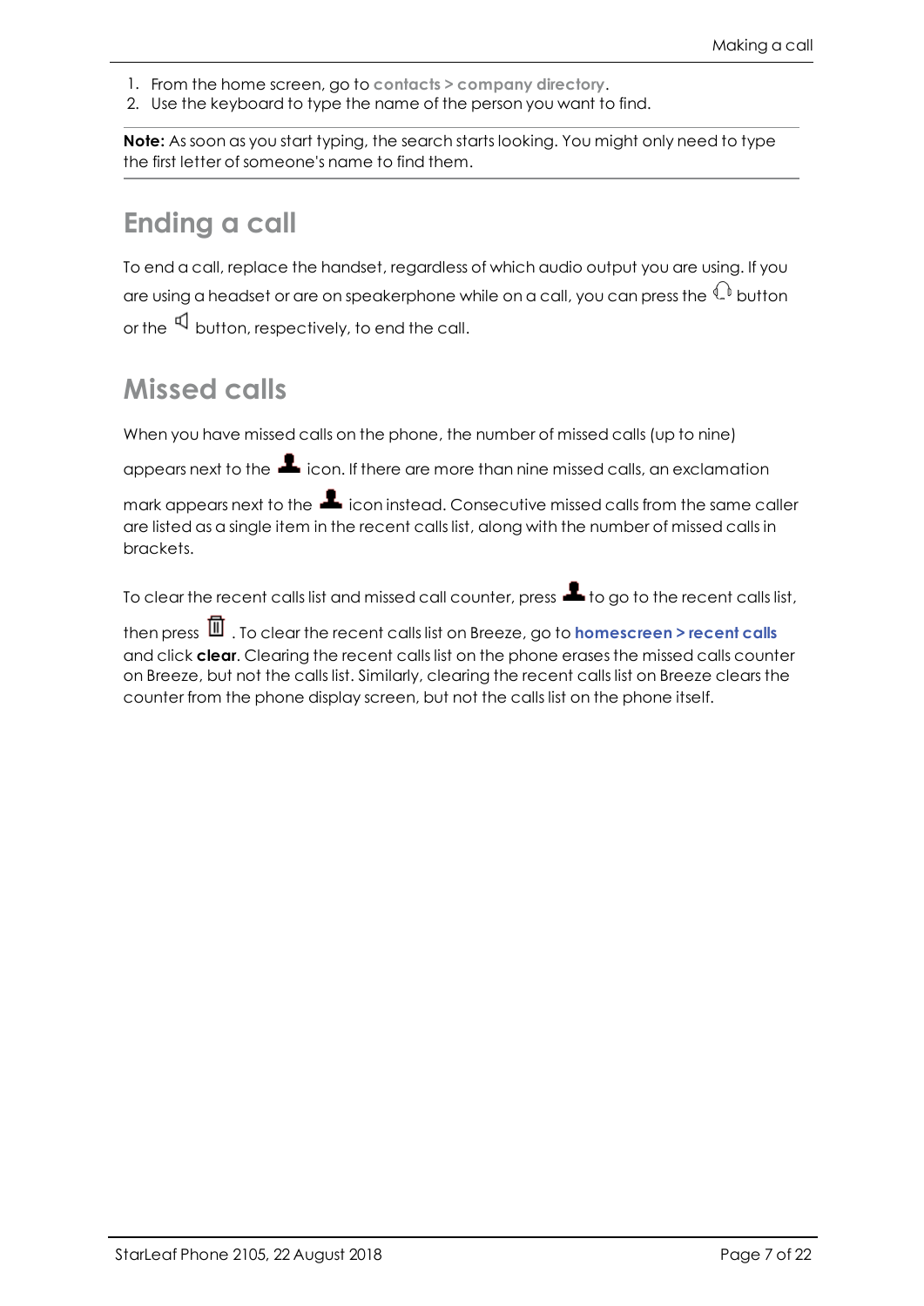1. From the home screen, go to **contacts > company directory**.
2. Use the keyboard to type the name of the person you want to find.

**Note:** As soon as you start typing, the search starts looking. You might only need to type the first letter of someone's name to find them.

## Ending a call

To end a call, replace the handset, regardless of which audio output you are using. If you are using a headset or are on speakerphone while on a call, you can press the button or the button, respectively, to end the call.

## Missed calls

When you have missed calls on the phone, the number of missed calls (up to nine) appears next to the icon. If there are more than nine missed calls, an exclamation mark appears next to the icon instead. Consecutive missed calls from the same caller are listed as a single item in the recent calls list, along with the number of missed calls in brackets.

To clear the recent calls list and missed call counter, press to go to the recent calls list, then press . To clear the recent calls list on Breeze, go to **homescreen > recent calls** and click **clear**. Clearing the recent calls list on the phone erases the missed calls counter on Breeze, but not the calls list. Similarly, clearing the recent calls list on Breeze clears the counter from the phone display screen, but not the calls list on the phone itself.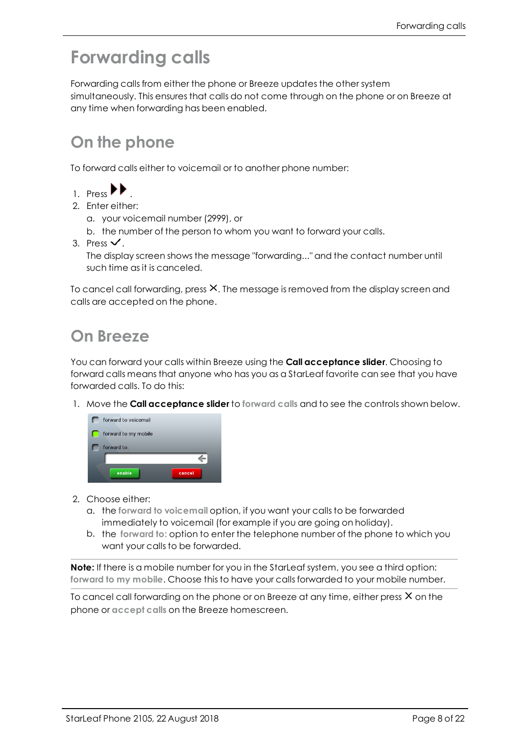# Forwarding calls

Forwarding calls from either the phone or Breeze updates the other system simultaneously. This ensures that calls do not come through on the phone or on Breeze at any time when forwarding has been enabled.

## On the phone

To forward calls either to voicemail or to another phone number:

1. Press ▶▶.
2. Enter either:
   a. your voicemail number (2999), or
   b. the number of the person to whom you want to forward your calls.
3. Press ✓.
   The display screen shows the message "forwarding..." and the contact number until such time as it is canceled.

To cancel call forwarding, press ✕. The message is removed from the display screen and calls are accepted on the phone.

## On Breeze

You can forward your calls within Breeze using the **Call acceptance slider**. Choosing to forward calls means that anyone who has you as a StarLeaf favorite can see that you have forwarded calls. To do this:

1. Move the **Call acceptance slider** to **forward calls** and to see the controls shown below.

2. Choose either:
   a. the **forward to voicemail** option, if you want your calls to be forwarded immediately to voicemail (for example if you are going on holiday).
   b. the **forward to:** option to enter the telephone number of the phone to which you want your calls to be forwarded.

**Note:** If there is a mobile number for you in the StarLeaf system, you see a third option: **forward to my mobile**. Choose this to have your calls forwarded to your mobile number.

To cancel call forwarding on the phone or on Breeze at any time, either press ✕ on the phone or **accept calls** on the Breeze homescreen.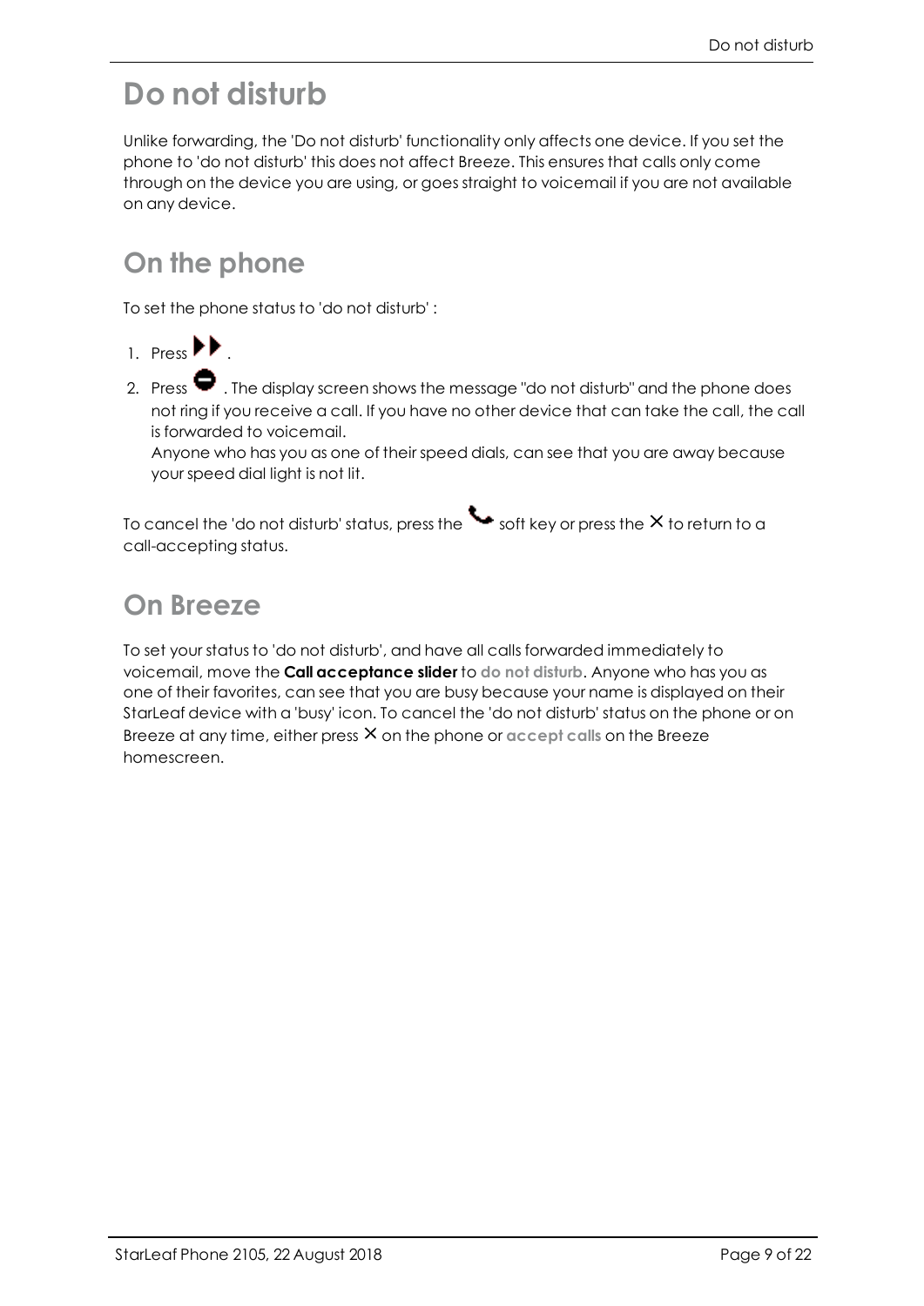# Do not disturb

Unlike forwarding, the 'Do not disturb' functionality only affects one device. If you set the phone to 'do not disturb' this does not affect Breeze. This ensures that calls only come through on the device you are using, or goes straight to voicemail if you are not available on any device.

## On the phone

To set the phone status to 'do not disturb' :

1. Press ▶▶.
2. Press ⛔. The display screen shows the message "do not disturb" and the phone does not ring if you receive a call. If you have no other device that can take the call, the call is forwarded to voicemail.
   Anyone who has you as one of their speed dials, can see that you are away because your speed dial light is not lit.

To cancel the 'do not disturb' status, press the 📞 soft key or press the ✕ to return to a call-accepting status.

## On Breeze

To set your status to 'do not disturb', and have all calls forwarded immediately to voicemail, move the **Call acceptance slider** to **do not disturb**. Anyone who has you as one of their favorites, can see that you are busy because your name is displayed on their StarLeaf device with a 'busy' icon. To cancel the 'do not disturb' status on the phone or on Breeze at any time, either press ✕ on the phone or **accept calls** on the Breeze homescreen.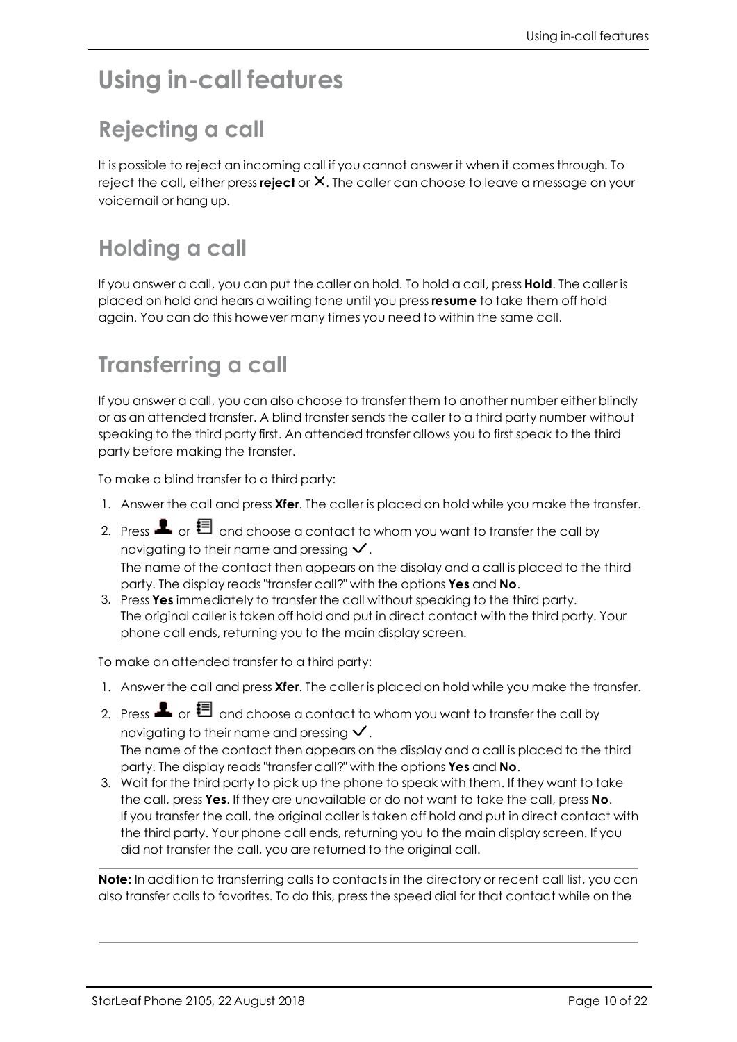# Using in-call features

## Rejecting a call

It is possible to reject an incoming call if you cannot answer it when it comes through. To reject the call, either press **reject** or ✕. The caller can choose to leave a message on your voicemail or hang up.

## Holding a call

If you answer a call, you can put the caller on hold. To hold a call, press **Hold**. The caller is placed on hold and hears a waiting tone until you press **resume** to take them off hold again. You can do this however many times you need to within the same call.

## Transferring a call

If you answer a call, you can also choose to transfer them to another number either blindly or as an attended transfer. A blind transfer sends the caller to a third party number without speaking to the third party first. An attended transfer allows you to first speak to the third party before making the transfer.

To make a blind transfer to a third party:

1. Answer the call and press **Xfer**. The caller is placed on hold while you make the transfer.
2. Press 👤 or 📋 and choose a contact to whom you want to transfer the call by navigating to their name and pressing ✓.
   The name of the contact then appears on the display and a call is placed to the third party. The display reads "transfer call?" with the options **Yes** and **No**.
3. Press **Yes** immediately to transfer the call without speaking to the third party.
   The original caller is taken off hold and put in direct contact with the third party. Your phone call ends, returning you to the main display screen.

To make an attended transfer to a third party:

1. Answer the call and press **Xfer**. The caller is placed on hold while you make the transfer.
2. Press 👤 or 📋 and choose a contact to whom you want to transfer the call by navigating to their name and pressing ✓.
   The name of the contact then appears on the display and a call is placed to the third party. The display reads "transfer call?" with the options **Yes** and **No**.
3. Wait for the third party to pick up the phone to speak with them. If they want to take the call, press **Yes**. If they are unavailable or do not want to take the call, press **No**.
   If you transfer the call, the original caller is taken off hold and put in direct contact with the third party. Your phone call ends, returning you to the main display screen. If you did not transfer the call, you are returned to the original call.

---

**Note:** In addition to transferring calls to contacts in the directory or recent call list, you can also transfer calls to favorites. To do this, press the speed dial for that contact while on the

---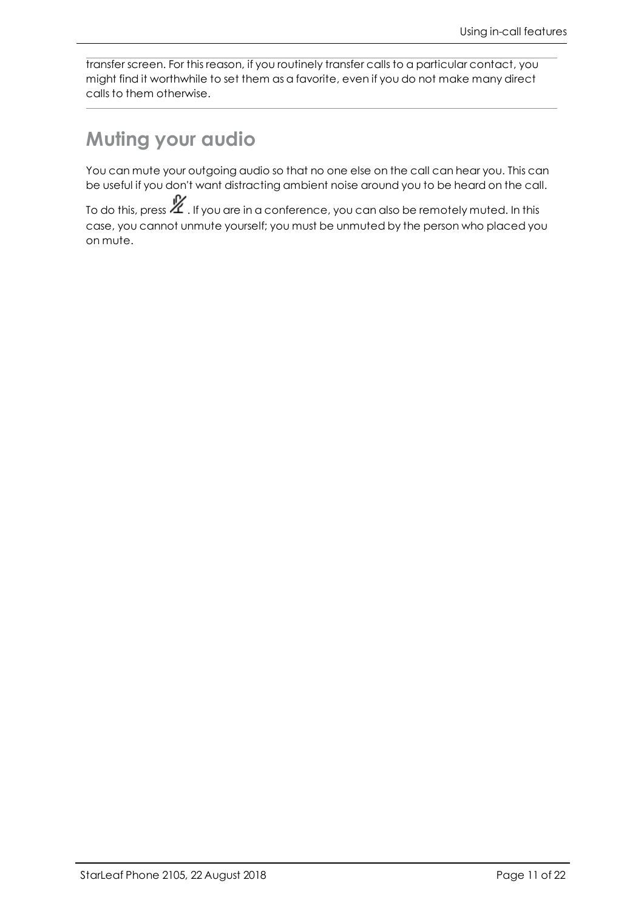transfer screen. For this reason, if you routinely transfer calls to a particular contact, you might find it worthwhile to set them as a favorite, even if you do not make many direct calls to them otherwise.

## Muting your audio

You can mute your outgoing audio so that no one else on the call can hear you. This can be useful if you don't want distracting ambient noise around you to be heard on the call.

To do this, press . If you are in a conference, you can also be remotely muted. In this case, you cannot unmute yourself; you must be unmuted by the person who placed you on mute.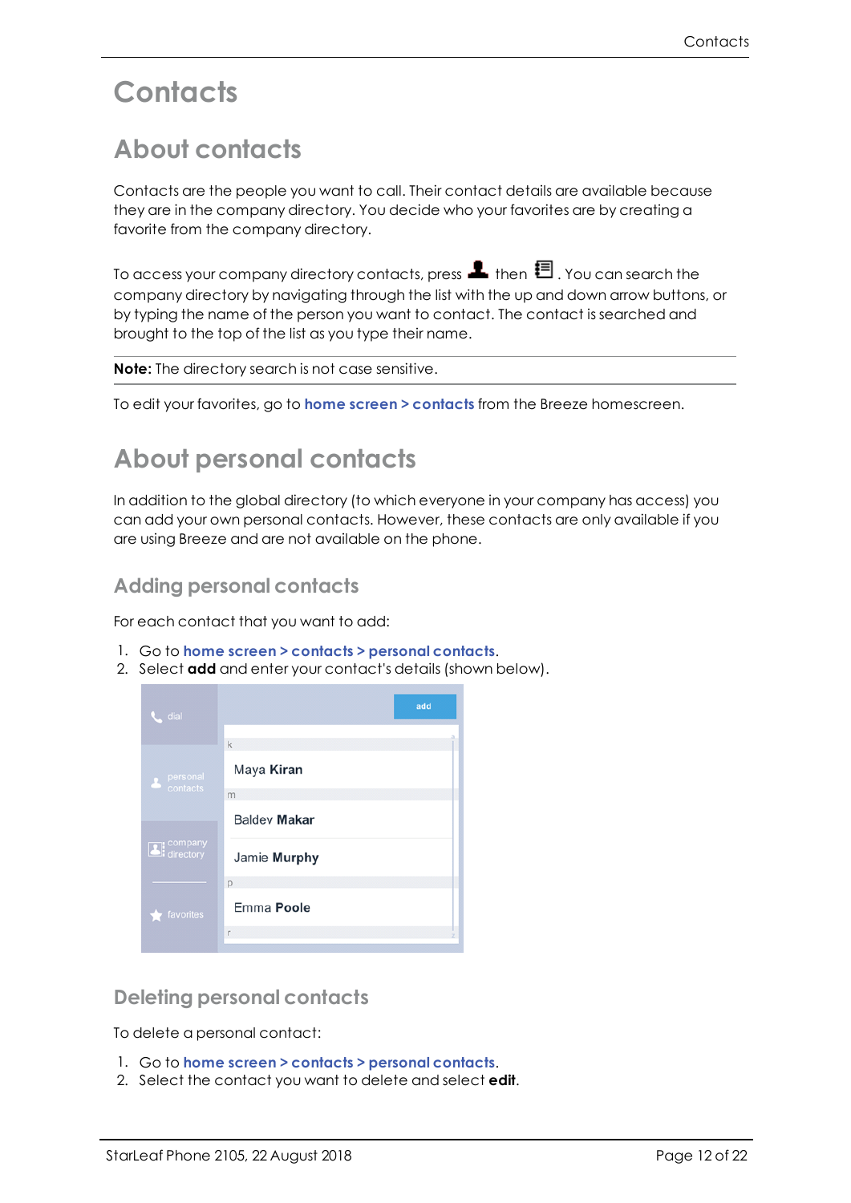# Contacts

## About contacts

Contacts are the people you want to call. Their contact details are available because they are in the company directory. You decide who your favorites are by creating a favorite from the company directory.

To access your company directory contacts, press then . You can search the company directory by navigating through the list with the up and down arrow buttons, or by typing the name of the person you want to contact. The contact is searched and brought to the top of the list as you type their name.

**Note:** The directory search is not case sensitive.

To edit your favorites, go to **home screen > contacts** from the Breeze homescreen.

## About personal contacts

In addition to the global directory (to which everyone in your company has access) you can add your own personal contacts. However, these contacts are only available if you are using Breeze and are not available on the phone.

### Adding personal contacts

For each contact that you want to add:

1. Go to **home screen > contacts > personal contacts**.
2. Select **add** and enter your contact's details (shown below).

### Deleting personal contacts

To delete a personal contact:

1. Go to **home screen > contacts > personal contacts**.
2. Select the contact you want to delete and select **edit**.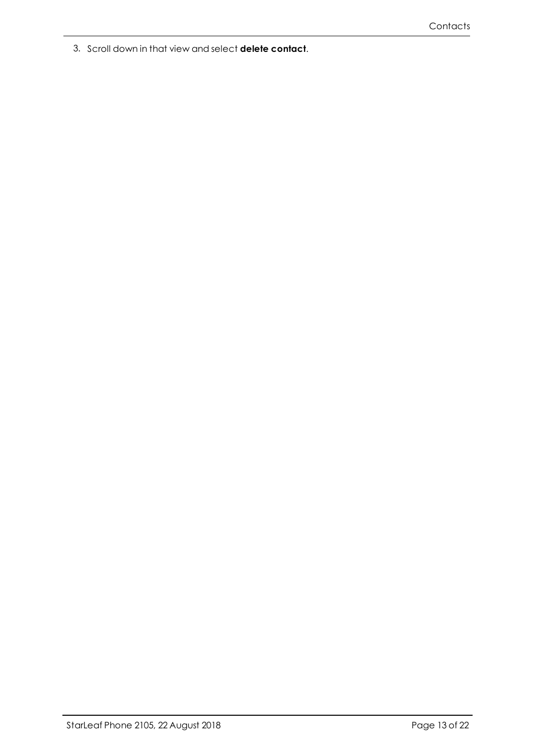3. Scroll down in that view and select **delete contact**.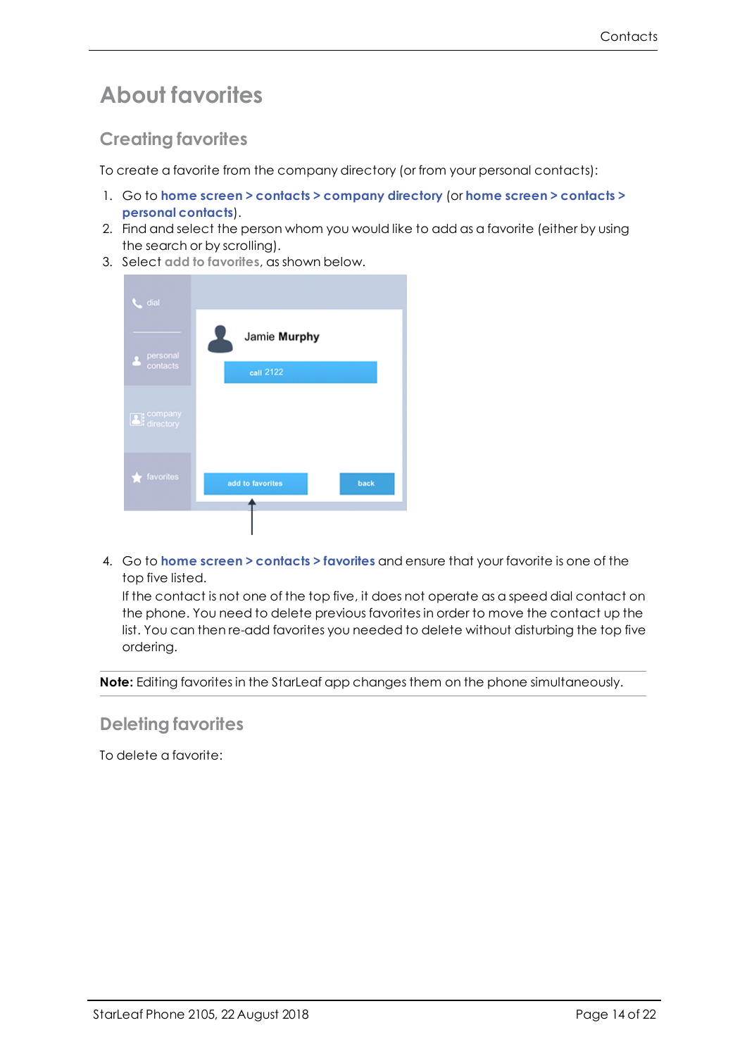# About favorites

## Creating favorites

To create a favorite from the company directory (or from your personal contacts):

1. Go to **home screen > contacts > company directory** (or **home screen > contacts > personal contacts**).
2. Find and select the person whom you would like to add as a favorite (either by using the search or by scrolling).
3. Select **add to favorites**, as shown below.
4. Go to **home screen > contacts > favorites** and ensure that your favorite is one of the top five listed.
   If the contact is not one of the top five, it does not operate as a speed dial contact on the phone. You need to delete previous favorites in order to move the contact up the list. You can then re-add favorites you needed to delete without disturbing the top five ordering.

**Note:** Editing favorites in the StarLeaf app changes them on the phone simultaneously.

## Deleting favorites

To delete a favorite: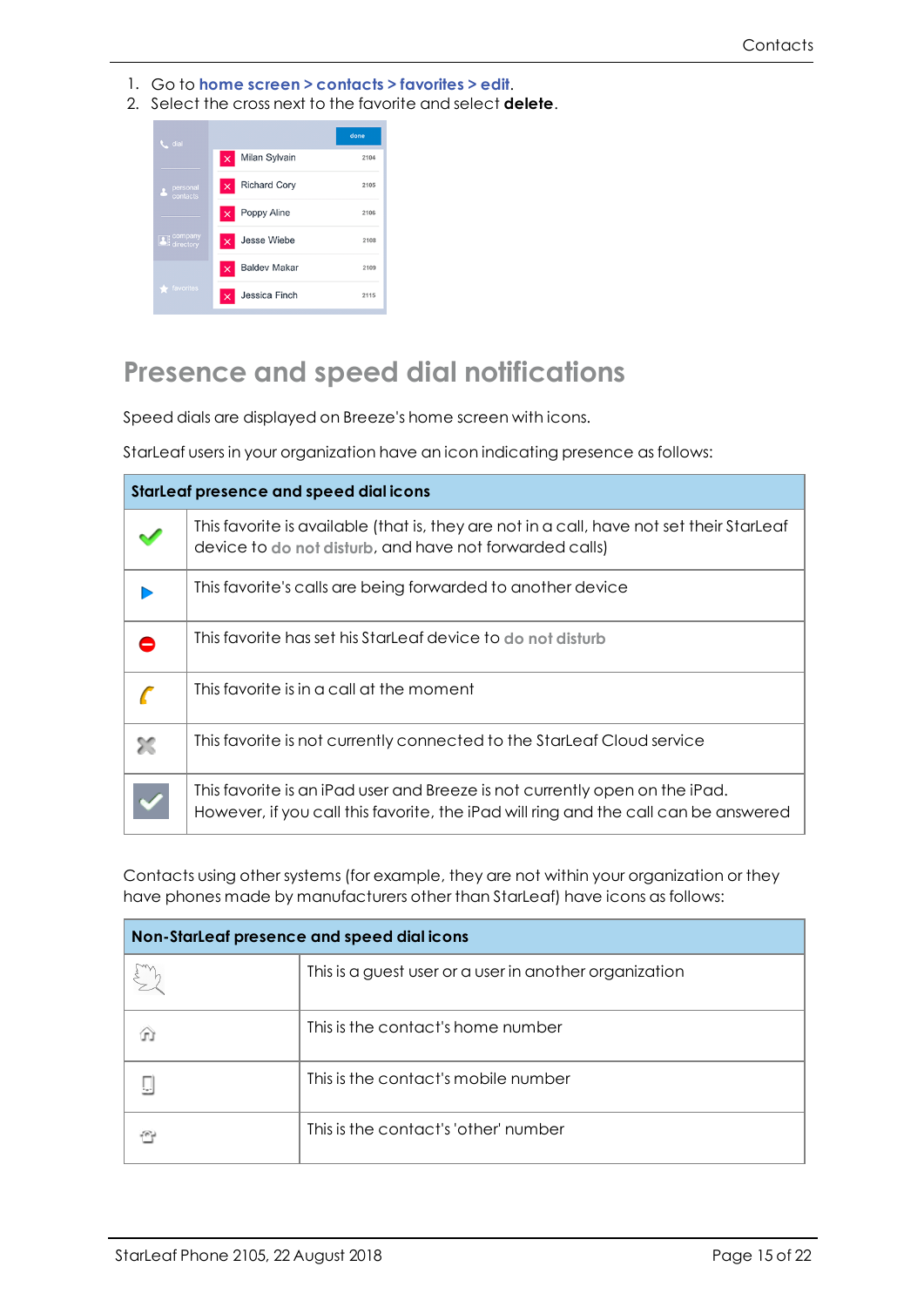1. Go to **home screen > contacts > favorites > edit**.
2. Select the cross next to the favorite and select **delete**.

## Presence and speed dial notifications

Speed dials are displayed on Breeze's home screen with icons.

StarLeaf users in your organization have an icon indicating presence as follows:

| StarLeaf presence and speed dial icons | |
|---|---|
| | This favorite is available (that is, they are not in a call, have not set their StarLeaf device to **do not disturb**, and have not forwarded calls) |
| | This favorite's calls are being forwarded to another device |
| | This favorite has set his StarLeaf device to **do not disturb** |
| | This favorite is in a call at the moment |
| | This favorite is not currently connected to the StarLeaf Cloud service |
| | This favorite is an iPad user and Breeze is not currently open on the iPad. However, if you call this favorite, the iPad will ring and the call can be answered |

Contacts using other systems (for example, they are not within your organization or they have phones made by manufacturers other than StarLeaf) have icons as follows:

| Non-StarLeaf presence and speed dial icons | |
|---|---|
| | This is a guest user or a user in another organization |
| | This is the contact's home number |
| | This is the contact's mobile number |
| | This is the contact's 'other' number |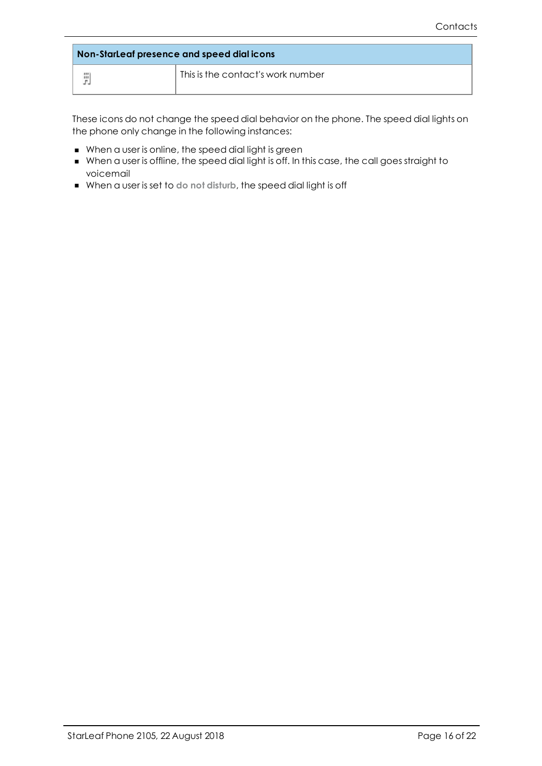| Non-StarLeaf presence and speed dial icons | |
|---|---|
| | This is the contact's work number |

These icons do not change the speed dial behavior on the phone. The speed dial lights on the phone only change in the following instances:

- When a user is online, the speed dial light is green
- When a user is offline, the speed dial light is off. In this case, the call goes straight to voicemail
- When a user is set to **do not disturb**, the speed dial light is off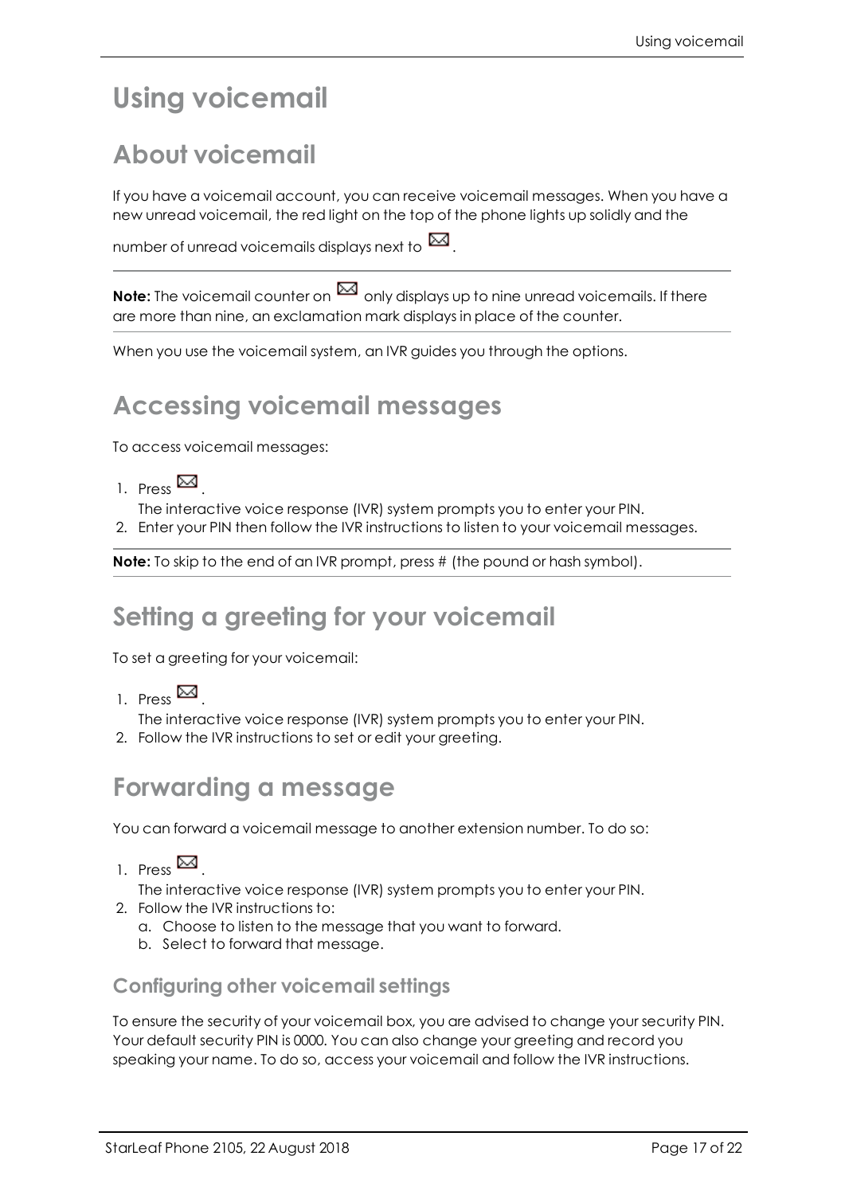# Using voicemail

## About voicemail

If you have a voicemail account, you can receive voicemail messages. When you have a new unread voicemail, the red light on the top of the phone lights up solidly and the number of unread voicemails displays next to ✉.

---

**Note:** The voicemail counter on ✉ only displays up to nine unread voicemails. If there are more than nine, an exclamation mark displays in place of the counter.

---

When you use the voicemail system, an IVR guides you through the options.

## Accessing voicemail messages

To access voicemail messages:

1. Press ✉.
   The interactive voice response (IVR) system prompts you to enter your PIN.
2. Enter your PIN then follow the IVR instructions to listen to your voicemail messages.

---

**Note:** To skip to the end of an IVR prompt, press # (the pound or hash symbol).

---

## Setting a greeting for your voicemail

To set a greeting for your voicemail:

1. Press ✉.
   The interactive voice response (IVR) system prompts you to enter your PIN.
2. Follow the IVR instructions to set or edit your greeting.

## Forwarding a message

You can forward a voicemail message to another extension number. To do so:

1. Press ✉.
   The interactive voice response (IVR) system prompts you to enter your PIN.
2. Follow the IVR instructions to:
   a. Choose to listen to the message that you want to forward.
   b. Select to forward that message.

### Configuring other voicemail settings

To ensure the security of your voicemail box, you are advised to change your security PIN. Your default security PIN is 0000. You can also change your greeting and record you speaking your name. To do so, access your voicemail and follow the IVR instructions.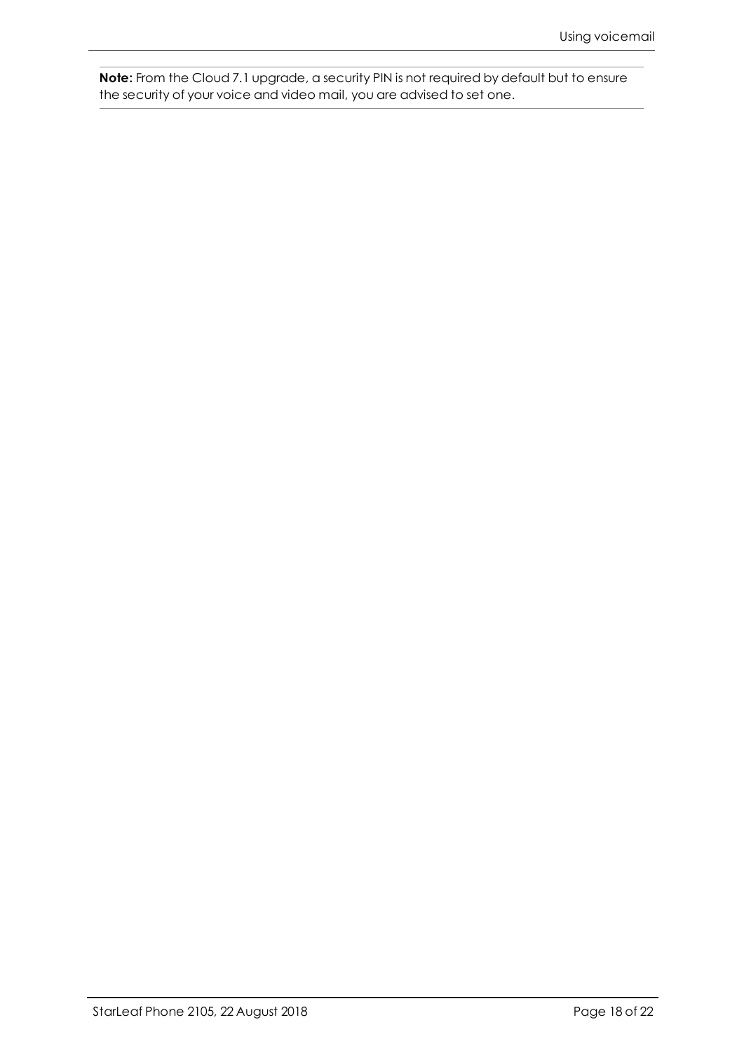**Note:** From the Cloud 7.1 upgrade, a security PIN is not required by default but to ensure the security of your voice and video mail, you are advised to set one.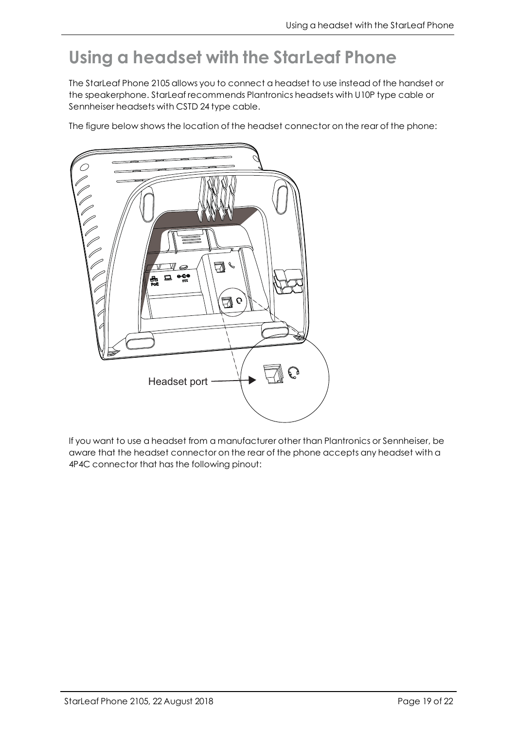# Using a headset with the StarLeaf Phone

The StarLeaf Phone 2105 allows you to connect a headset to use instead of the handset or the speakerphone. StarLeaf recommends Plantronics headsets with U10P type cable or Sennheiser headsets with CSTD 24 type cable.

The figure below shows the location of the headset connector on the rear of the phone:

Headset port

If you want to use a headset from a manufacturer other than Plantronics or Sennheiser, be aware that the headset connector on the rear of the phone accepts any headset with a 4P4C connector that has the following pinout: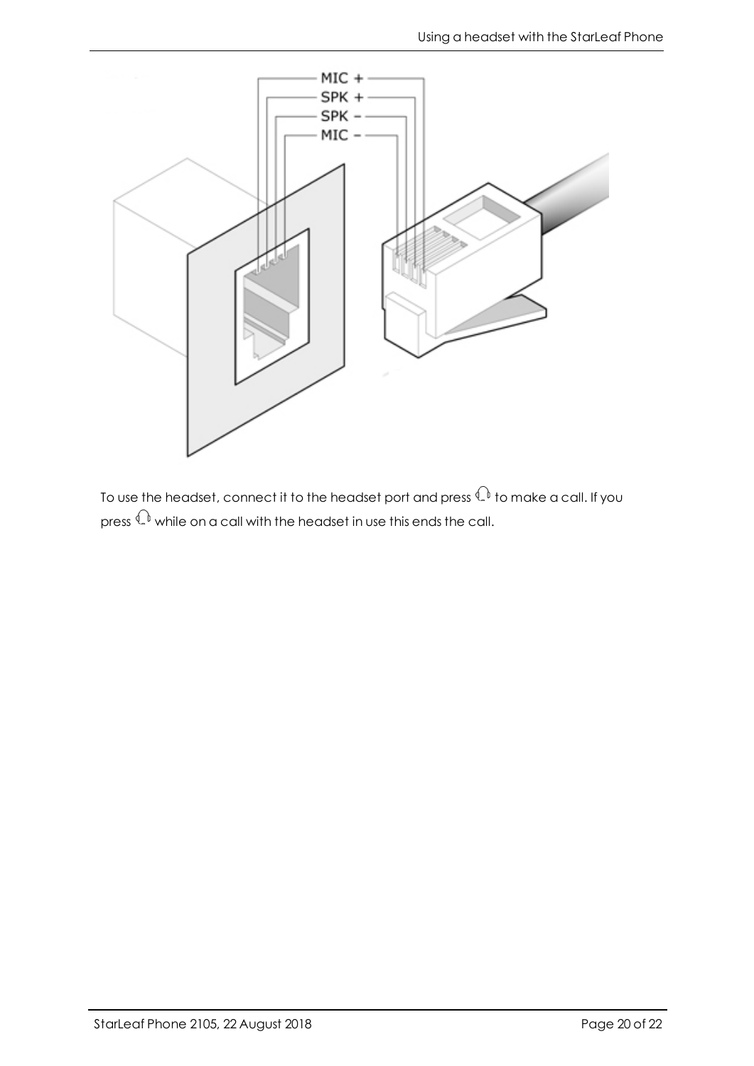To use the headset, connect it to the headset port and press 🎧 to make a call. If you press 🎧 while on a call with the headset in use this ends the call.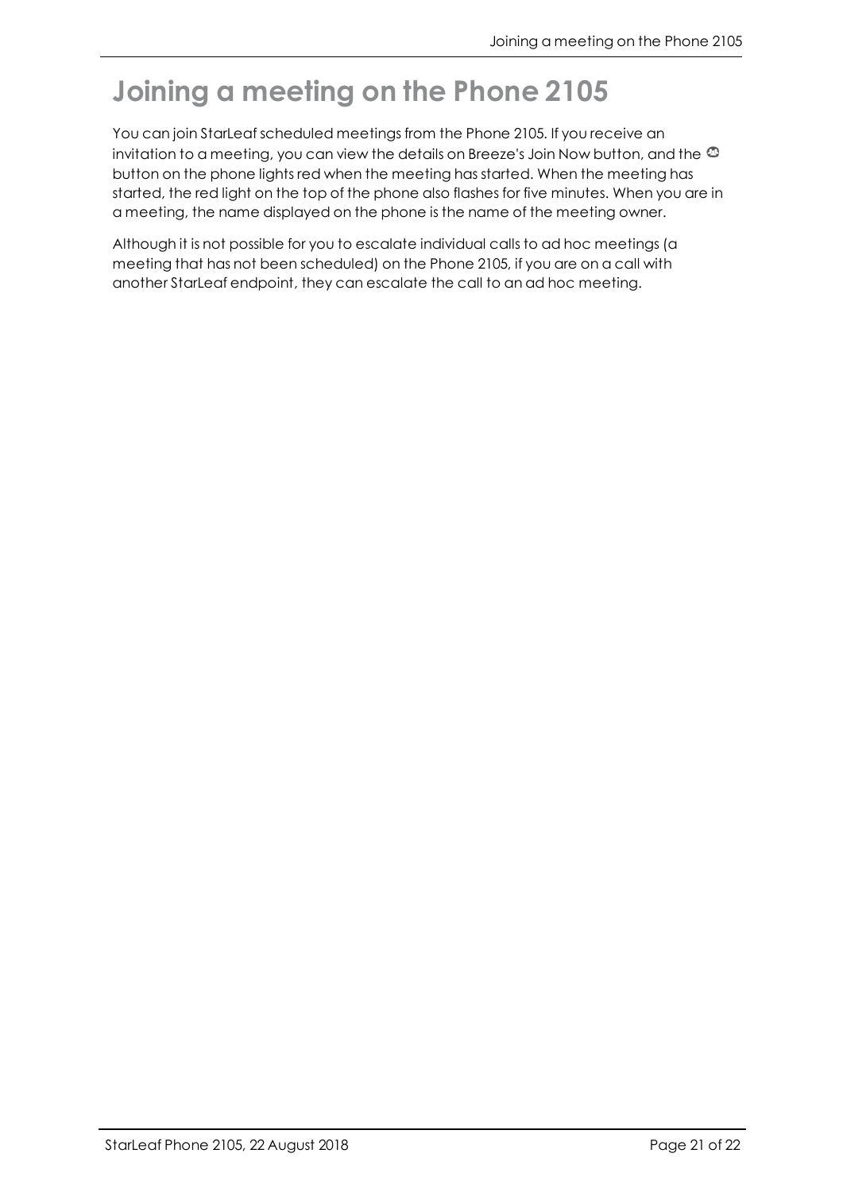# Joining a meeting on the Phone 2105

You can join StarLeaf scheduled meetings from the Phone 2105. If you receive an invitation to a meeting, you can view the details on Breeze's Join Now button, and the button on the phone lights red when the meeting has started. When the meeting has started, the red light on the top of the phone also flashes for five minutes. When you are in a meeting, the name displayed on the phone is the name of the meeting owner.

Although it is not possible for you to escalate individual calls to ad hoc meetings (a meeting that has not been scheduled) on the Phone 2105, if you are on a call with another StarLeaf endpoint, they can escalate the call to an ad hoc meeting.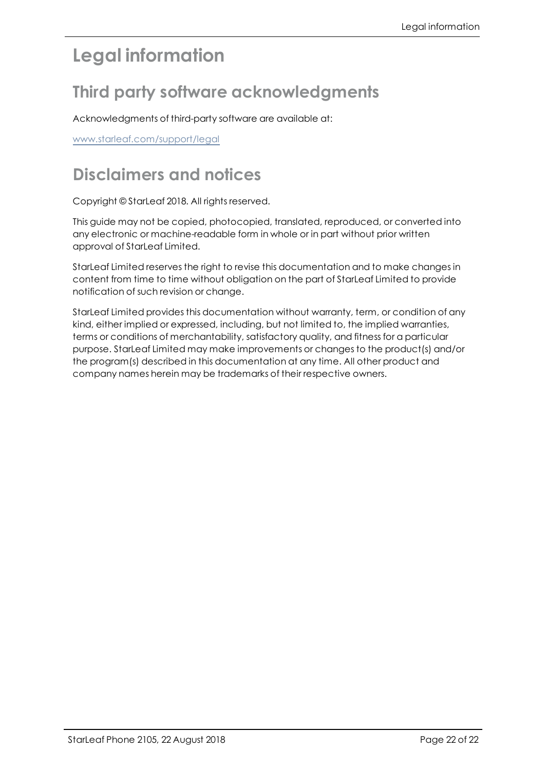# Legal information

## Third party software acknowledgments

Acknowledgments of third-party software are available at:

[www.starleaf.com/support/legal](http://www.starleaf.com/support/legal)

## Disclaimers and notices

Copyright © StarLeaf 2018. All rights reserved.

This guide may not be copied, photocopied, translated, reproduced, or converted into any electronic or machine-readable form in whole or in part without prior written approval of StarLeaf Limited.

StarLeaf Limited reserves the right to revise this documentation and to make changes in content from time to time without obligation on the part of StarLeaf Limited to provide notification of such revision or change.

StarLeaf Limited provides this documentation without warranty, term, or condition of any kind, either implied or expressed, including, but not limited to, the implied warranties, terms or conditions of merchantability, satisfactory quality, and fitness for a particular purpose. StarLeaf Limited may make improvements or changes to the product(s) and/or the program(s) described in this documentation at any time. All other product and company names herein may be trademarks of their respective owners.